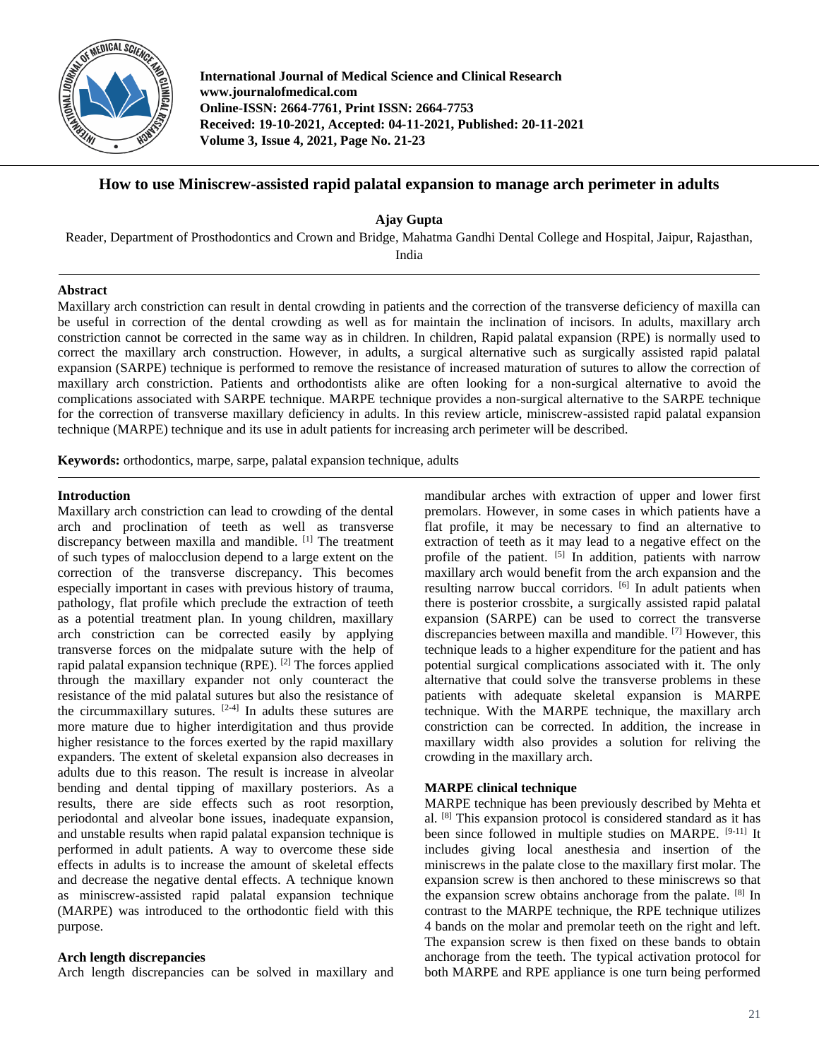International Journal of Medical Science and Clinical Research
www.journalofmedical.com
Online-ISSN: 2664-7761, Print ISSN: 2664-7753
Received: 19-10-2021, Accepted: 04-11-2021, Published: 20-11-2021
Volume 3, Issue 4, 2021, Page No. 21-23

# How to use Miniscrew-assisted rapid palatal expansion to manage arch perimeter in adults

**Ajay Gupta**

Reader, Department of Prosthodontics and Crown and Bridge, Mahatma Gandhi Dental College and Hospital, Jaipur, Rajasthan, India

## Abstract

Maxillary arch constriction can result in dental crowding in patients and the correction of the transverse deficiency of maxilla can be useful in correction of the dental crowding as well as for maintain the inclination of incisors. In adults, maxillary arch constriction cannot be corrected in the same way as in children. In children, Rapid palatal expansion (RPE) is normally used to correct the maxillary arch construction. However, in adults, a surgical alternative such as surgically assisted rapid palatal expansion (SARPE) technique is performed to remove the resistance of increased maturation of sutures to allow the correction of maxillary arch constriction. Patients and orthodontists alike are often looking for a non-surgical alternative to avoid the complications associated with SARPE technique. MARPE technique provides a non-surgical alternative to the SARPE technique for the correction of transverse maxillary deficiency in adults. In this review article, miniscrew-assisted rapid palatal expansion technique (MARPE) technique and its use in adult patients for increasing arch perimeter will be described.

**Keywords:** orthodontics, marpe, sarpe, palatal expansion technique, adults

## Introduction

Maxillary arch constriction can lead to crowding of the dental arch and proclination of teeth as well as transverse discrepancy between maxilla and mandible. [1] The treatment of such types of malocclusion depend to a large extent on the correction of the transverse discrepancy. This becomes especially important in cases with previous history of trauma, pathology, flat profile which preclude the extraction of teeth as a potential treatment plan. In young children, maxillary arch constriction can be corrected easily by applying transverse forces on the midpalate suture with the help of rapid palatal expansion technique (RPE). [2] The forces applied through the maxillary expander not only counteract the resistance of the mid palatal sutures but also the resistance of the circummaxillary sutures. [2-4] In adults these sutures are more mature due to higher interdigitation and thus provide higher resistance to the forces exerted by the rapid maxillary expanders. The extent of skeletal expansion also decreases in adults due to this reason. The result is increase in alveolar bending and dental tipping of maxillary posteriors. As a results, there are side effects such as root resorption, periodontal and alveolar bone issues, inadequate expansion, and unstable results when rapid palatal expansion technique is performed in adult patients. A way to overcome these side effects in adults is to increase the amount of skeletal effects and decrease the negative dental effects. A technique known as miniscrew-assisted rapid palatal expansion technique (MARPE) was introduced to the orthodontic field with this purpose.

## Arch length discrepancies

Arch length discrepancies can be solved in maxillary and mandibular arches with extraction of upper and lower first premolars. However, in some cases in which patients have a flat profile, it may be necessary to find an alternative to extraction of teeth as it may lead to a negative effect on the profile of the patient. [5] In addition, patients with narrow maxillary arch would benefit from the arch expansion and the resulting narrow buccal corridors. [6] In adult patients when there is posterior crossbite, a surgically assisted rapid palatal expansion (SARPE) can be used to correct the transverse discrepancies between maxilla and mandible. [7] However, this technique leads to a higher expenditure for the patient and has potential surgical complications associated with it. The only alternative that could solve the transverse problems in these patients with adequate skeletal expansion is MARPE technique. With the MARPE technique, the maxillary arch constriction can be corrected. In addition, the increase in maxillary width also provides a solution for reliving the crowding in the maxillary arch.

## MARPE clinical technique

MARPE technique has been previously described by Mehta et al. [8] This expansion protocol is considered standard as it has been since followed in multiple studies on MARPE. [9-11] It includes giving local anesthesia and insertion of the miniscrews in the palate close to the maxillary first molar. The expansion screw is then anchored to these miniscrews so that the expansion screw obtains anchorage from the palate. [8] In contrast to the MARPE technique, the RPE technique utilizes 4 bands on the molar and premolar teeth on the right and left. The expansion screw is then fixed on these bands to obtain anchorage from the teeth. The typical activation protocol for both MARPE and RPE appliance is one turn being performed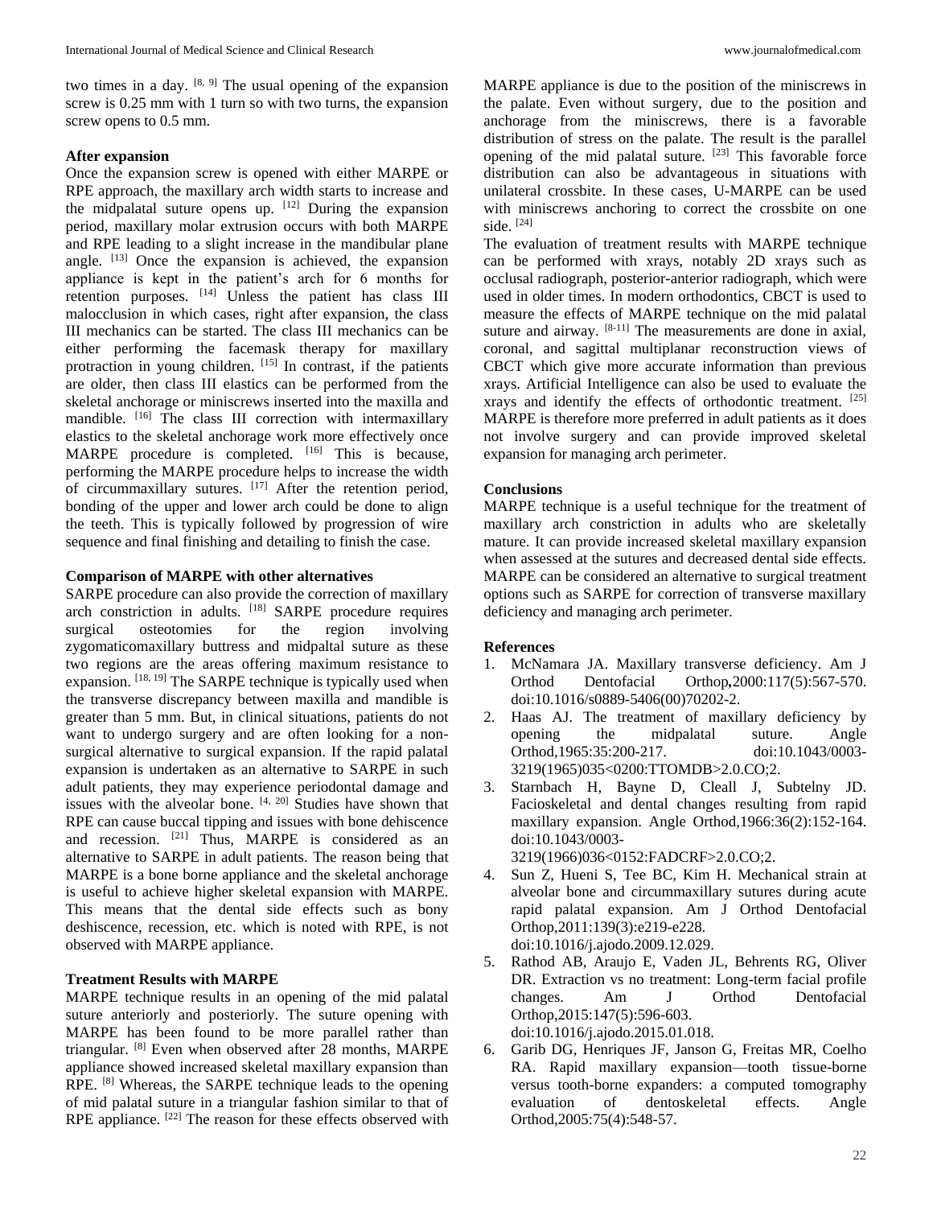two times in a day. [8, 9] The usual opening of the expansion screw is 0.25 mm with 1 turn so with two turns, the expansion screw opens to 0.5 mm.

**After expansion**

Once the expansion screw is opened with either MARPE or RPE approach, the maxillary arch width starts to increase and the midpalatal suture opens up. [12] During the expansion period, maxillary molar extrusion occurs with both MARPE and RPE leading to a slight increase in the mandibular plane angle. [13] Once the expansion is achieved, the expansion appliance is kept in the patient's arch for 6 months for retention purposes. [14] Unless the patient has class III malocclusion in which cases, right after expansion, the class III mechanics can be started. The class III mechanics can be either performing the facemask therapy for maxillary protraction in young children. [15] In contrast, if the patients are older, then class III elastics can be performed from the skeletal anchorage or miniscrews inserted into the maxilla and mandible. [16] The class III correction with intermaxillary elastics to the skeletal anchorage work more effectively once MARPE procedure is completed. [16] This is because, performing the MARPE procedure helps to increase the width of circummaxillary sutures. [17] After the retention period, bonding of the upper and lower arch could be done to align the teeth. This is typically followed by progression of wire sequence and final finishing and detailing to finish the case.

**Comparison of MARPE with other alternatives**

SARPE procedure can also provide the correction of maxillary arch constriction in adults. [18] SARPE procedure requires surgical osteotomies for the region involving zygomaticomaxillary buttress and midpaltal suture as these two regions are the areas offering maximum resistance to expansion. [18, 19] The SARPE technique is typically used when the transverse discrepancy between maxilla and mandible is greater than 5 mm. But, in clinical situations, patients do not want to undergo surgery and are often looking for a non-surgical alternative to surgical expansion. If the rapid palatal expansion is undertaken as an alternative to SARPE in such adult patients, they may experience periodontal damage and issues with the alveolar bone. [4, 20] Studies have shown that RPE can cause buccal tipping and issues with bone dehiscence and recession. [21] Thus, MARPE is considered as an alternative to SARPE in adult patients. The reason being that MARPE is a bone borne appliance and the skeletal anchorage is useful to achieve higher skeletal expansion with MARPE. This means that the dental side effects such as bony deshiscence, recession, etc. which is noted with RPE, is not observed with MARPE appliance.

**Treatment Results with MARPE**

MARPE technique results in an opening of the mid palatal suture anteriorly and posteriorly. The suture opening with MARPE has been found to be more parallel rather than triangular. [8] Even when observed after 28 months, MARPE appliance showed increased skeletal maxillary expansion than RPE. [8] Whereas, the SARPE technique leads to the opening of mid palatal suture in a triangular fashion similar to that of RPE appliance. [22] The reason for these effects observed with MARPE appliance is due to the position of the miniscrews in the palate. Even without surgery, due to the position and anchorage from the miniscrews, there is a favorable distribution of stress on the palate. The result is the parallel opening of the mid palatal suture. [23] This favorable force distribution can also be advantageous in situations with unilateral crossbite. In these cases, U-MARPE can be used with miniscrews anchoring to correct the crossbite on one side. [24]

The evaluation of treatment results with MARPE technique can be performed with xrays, notably 2D xrays such as occlusal radiograph, posterior-anterior radiograph, which were used in older times. In modern orthodontics, CBCT is used to measure the effects of MARPE technique on the mid palatal suture and airway. [8-11] The measurements are done in axial, coronal, and sagittal multiplanar reconstruction views of CBCT which give more accurate information than previous xrays. Artificial Intelligence can also be used to evaluate the xrays and identify the effects of orthodontic treatment. [25] MARPE is therefore more preferred in adult patients as it does not involve surgery and can provide improved skeletal expansion for managing arch perimeter.

**Conclusions**

MARPE technique is a useful technique for the treatment of maxillary arch constriction in adults who are skeletally mature. It can provide increased skeletal maxillary expansion when assessed at the sutures and decreased dental side effects. MARPE can be considered an alternative to surgical treatment options such as SARPE for correction of transverse maxillary deficiency and managing arch perimeter.

**References**

1. McNamara JA. Maxillary transverse deficiency. Am J Orthod Dentofacial Orthop**,**2000:117(5):567-570. doi:10.1016/s0889-5406(00)70202-2.
2. Haas AJ. The treatment of maxillary deficiency by opening the midpalatal suture. Angle Orthod,1965:35:200-217. doi:10.1043/0003-3219(1965)035<0200:TTOMDB>2.0.CO;2.
3. Starnbach H, Bayne D, Cleall J, Subtelny JD. Facioskeletal and dental changes resulting from rapid maxillary expansion. Angle Orthod,1966:36(2):152-164. doi:10.1043/0003-3219(1966)036<0152:FADCRF>2.0.CO;2.
4. Sun Z, Hueni S, Tee BC, Kim H. Mechanical strain at alveolar bone and circummaxillary sutures during acute rapid palatal expansion. Am J Orthod Dentofacial Orthop,2011:139(3):e219-e228. doi:10.1016/j.ajodo.2009.12.029.
5. Rathod AB, Araujo E, Vaden JL, Behrents RG, Oliver DR. Extraction vs no treatment: Long-term facial profile changes. Am J Orthod Dentofacial Orthop,2015:147(5):596-603. doi:10.1016/j.ajodo.2015.01.018.
6. Garib DG, Henriques JF, Janson G, Freitas MR, Coelho RA. Rapid maxillary expansion—tooth tissue-borne versus tooth-borne expanders: a computed tomography evaluation of dentoskeletal effects. Angle Orthod,2005:75(4):548-57.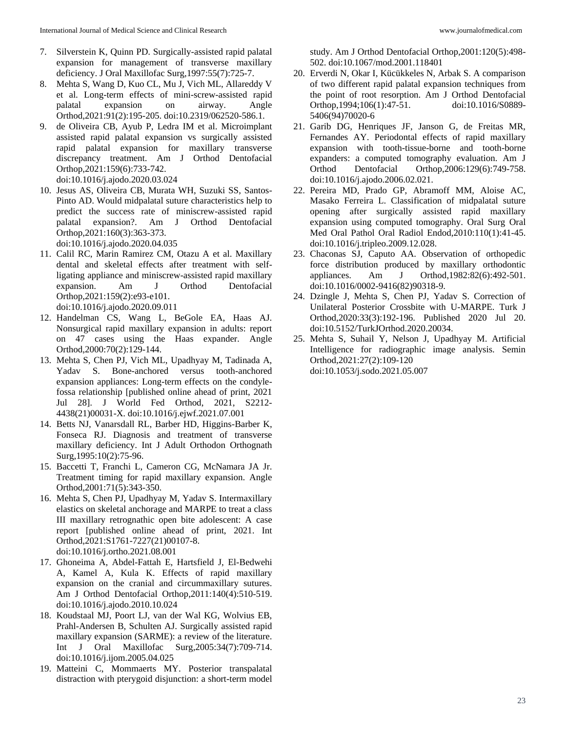7. Silverstein K, Quinn PD. Surgically-assisted rapid palatal expansion for management of transverse maxillary deficiency. J Oral Maxillofac Surg,1997:55(7):725-7.
8. Mehta S, Wang D, Kuo CL, Mu J, Vich ML, Allareddy V et al. Long-term effects of mini-screw-assisted rapid palatal expansion on airway. Angle Orthod,2021:91(2):195-205. doi:10.2319/062520-586.1.
9. de Oliveira CB, Ayub P, Ledra IM et al. Microimplant assisted rapid palatal expansion vs surgically assisted rapid palatal expansion for maxillary transverse discrepancy treatment. Am J Orthod Dentofacial Orthop,2021:159(6):733-742. doi:10.1016/j.ajodo.2020.03.024
10. Jesus AS, Oliveira CB, Murata WH, Suzuki SS, Santos-Pinto AD. Would midpalatal suture characteristics help to predict the success rate of miniscrew-assisted rapid palatal expansion?. Am J Orthod Dentofacial Orthop,2021:160(3):363-373. doi:10.1016/j.ajodo.2020.04.035
11. Calil RC, Marin Ramirez CM, Otazu A et al. Maxillary dental and skeletal effects after treatment with self-ligating appliance and miniscrew-assisted rapid maxillary expansion. Am J Orthod Dentofacial Orthop,2021:159(2):e93-e101. doi:10.1016/j.ajodo.2020.09.011
12. Handelman CS, Wang L, BeGole EA, Haas AJ. Nonsurgical rapid maxillary expansion in adults: report on 47 cases using the Haas expander. Angle Orthod,2000:70(2):129-144.
13. Mehta S, Chen PJ, Vich ML, Upadhyay M, Tadinada A, Yadav S. Bone-anchored versus tooth-anchored expansion appliances: Long-term effects on the condyle-fossa relationship [published online ahead of print, 2021 Jul 28]. J World Fed Orthod, 2021, S2212-4438(21)00031-X. doi:10.1016/j.ejwf.2021.07.001
14. Betts NJ, Vanarsdall RL, Barber HD, Higgins-Barber K, Fonseca RJ. Diagnosis and treatment of transverse maxillary deficiency. Int J Adult Orthodon Orthognath Surg,1995:10(2):75-96.
15. Baccetti T, Franchi L, Cameron CG, McNamara JA Jr. Treatment timing for rapid maxillary expansion. Angle Orthod,2001:71(5):343-350.
16. Mehta S, Chen PJ, Upadhyay M, Yadav S. Intermaxillary elastics on skeletal anchorage and MARPE to treat a class III maxillary retrognathic open bite adolescent: A case report [published online ahead of print, 2021. Int Orthod,2021:S1761-7227(21)00107-8. doi:10.1016/j.ortho.2021.08.001
17. Ghoneima A, Abdel-Fattah E, Hartsfield J, El-Bedwehi A, Kamel A, Kula K. Effects of rapid maxillary expansion on the cranial and circummaxillary sutures. Am J Orthod Dentofacial Orthop,2011:140(4):510-519. doi:10.1016/j.ajodo.2010.10.024
18. Koudstaal MJ, Poort LJ, van der Wal KG, Wolvius EB, Prahl-Andersen B, Schulten AJ. Surgically assisted rapid maxillary expansion (SARME): a review of the literature. Int J Oral Maxillofac Surg,2005:34(7):709-714. doi:10.1016/j.ijom.2005.04.025
19. Matteini C, Mommaerts MY. Posterior transpalatal distraction with pterygoid disjunction: a short-term model study. Am J Orthod Dentofacial Orthop,2001:120(5):498-502. doi:10.1067/mod.2001.118401
20. Erverdi N, Okar I, Kücükkeles N, Arbak S. A comparison of two different rapid palatal expansion techniques from the point of root resorption. Am J Orthod Dentofacial Orthop,1994;106(1):47-51. doi:10.1016/S0889-5406(94)70020-6
21. Garib DG, Henriques JF, Janson G, de Freitas MR, Fernandes AY. Periodontal effects of rapid maxillary expansion with tooth-tissue-borne and tooth-borne expanders: a computed tomography evaluation. Am J Orthod Dentofacial Orthop,2006:129(6):749-758. doi:10.1016/j.ajodo.2006.02.021.
22. Pereira MD, Prado GP, Abramoff MM, Aloise AC, Masako Ferreira L. Classification of midpalatal suture opening after surgically assisted rapid maxillary expansion using computed tomography. Oral Surg Oral Med Oral Pathol Oral Radiol Endod,2010:110(1):41-45. doi:10.1016/j.tripleo.2009.12.028.
23. Chaconas SJ, Caputo AA. Observation of orthopedic force distribution produced by maxillary orthodontic appliances. Am J Orthod,1982:82(6):492-501. doi:10.1016/0002-9416(82)90318-9.
24. Dzingle J, Mehta S, Chen PJ, Yadav S. Correction of Unilateral Posterior Crossbite with U-MARPE. Turk J Orthod,2020:33(3):192-196. Published 2020 Jul 20. doi:10.5152/TurkJOrthod.2020.20034.
25. Mehta S, Suhail Y, Nelson J, Upadhyay M. Artificial Intelligence for radiographic image analysis. Semin Orthod,2021:27(2):109-120 doi:10.1053/j.sodo.2021.05.007